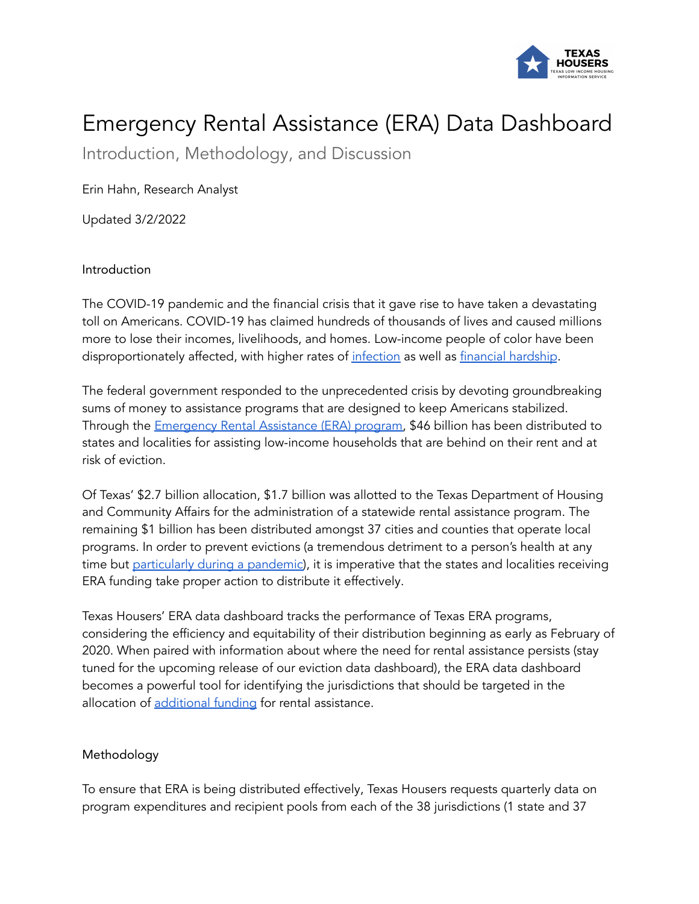# Emergency Rental Assistance (ERA) Data Dashboard

## Introduction, Methodology, and Discussion

Erin Hahn, Research Analyst

Updated 3/2/2022

### Introduction

The COVID-19 pandemic and the financial crisis that it gave rise to have taken a devastating toll on Americans. COVID-19 has claimed hundreds of thousands of lives and caused millions more to lose their incomes, livelihoods, and homes. Low-income people of color have been disproportionately affected, with higher rates of infection as well as financial hardship.

The federal government responded to the unprecedented crisis by devoting groundbreaking sums of money to assistance programs that are designed to keep Americans stabilized. Through the Emergency Rental Assistance (ERA) program, $46 billion has been distributed to states and localities for assisting low-income households that are behind on their rent and at risk of eviction.

Of Texas' $2.7 billion allocation, $1.7 billion was allotted to the Texas Department of Housing and Community Affairs for the administration of a statewide rental assistance program. The remaining $1 billion has been distributed amongst 37 cities and counties that operate local programs. In order to prevent evictions (a tremendous detriment to a person's health at any time but particularly during a pandemic), it is imperative that the states and localities receiving ERA funding take proper action to distribute it effectively.

Texas Housers' ERA data dashboard tracks the performance of Texas ERA programs, considering the efficiency and equitability of their distribution beginning as early as February of 2020. When paired with information about where the need for rental assistance persists (stay tuned for the upcoming release of our eviction data dashboard), the ERA data dashboard becomes a powerful tool for identifying the jurisdictions that should be targeted in the allocation of additional funding for rental assistance.

### Methodology

To ensure that ERA is being distributed effectively, Texas Housers requests quarterly data on program expenditures and recipient pools from each of the 38 jurisdictions (1 state and 37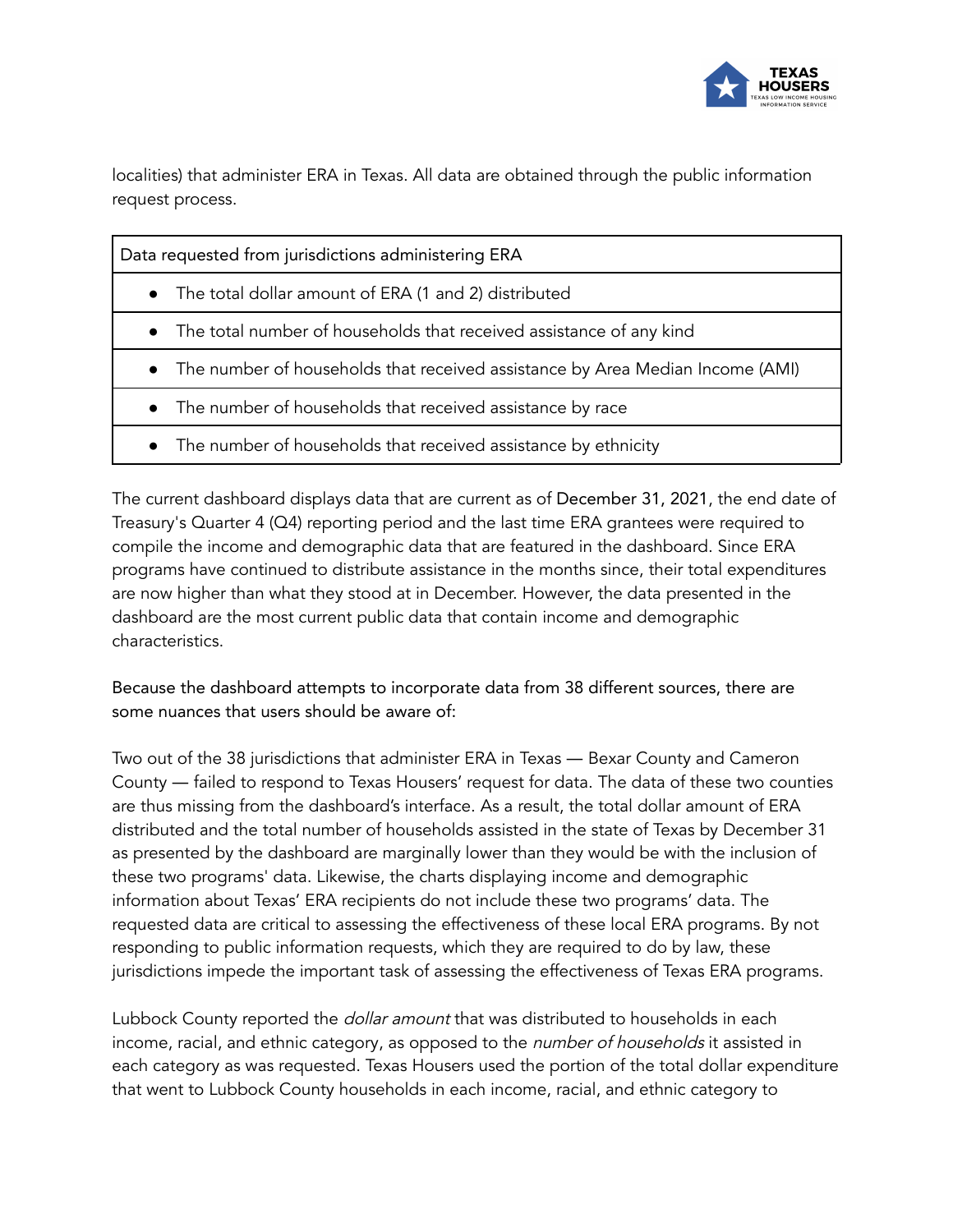localities) that administer ERA in Texas. All data are obtained through the public information request process.

| Data requested from jurisdictions administering ERA |
| --- |
| • The total dollar amount of ERA (1 and 2) distributed |
| • The total number of households that received assistance of any kind |
| • The number of households that received assistance by Area Median Income (AMI) |
| • The number of households that received assistance by race |
| • The number of households that received assistance by ethnicity |

The current dashboard displays data that are current as of December 31, 2021, the end date of Treasury's Quarter 4 (Q4) reporting period and the last time ERA grantees were required to compile the income and demographic data that are featured in the dashboard. Since ERA programs have continued to distribute assistance in the months since, their total expenditures are now higher than what they stood at in December. However, the data presented in the dashboard are the most current public data that contain income and demographic characteristics.

Because the dashboard attempts to incorporate data from 38 different sources, there are some nuances that users should be aware of:

Two out of the 38 jurisdictions that administer ERA in Texas — Bexar County and Cameron County — failed to respond to Texas Housers' request for data. The data of these two counties are thus missing from the dashboard's interface. As a result, the total dollar amount of ERA distributed and the total number of households assisted in the state of Texas by December 31 as presented by the dashboard are marginally lower than they would be with the inclusion of these two programs' data. Likewise, the charts displaying income and demographic information about Texas' ERA recipients do not include these two programs' data. The requested data are critical to assessing the effectiveness of these local ERA programs. By not responding to public information requests, which they are required to do by law, these jurisdictions impede the important task of assessing the effectiveness of Texas ERA programs.

Lubbock County reported the *dollar amount* that was distributed to households in each income, racial, and ethnic category, as opposed to the *number of households* it assisted in each category as was requested. Texas Housers used the portion of the total dollar expenditure that went to Lubbock County households in each income, racial, and ethnic category to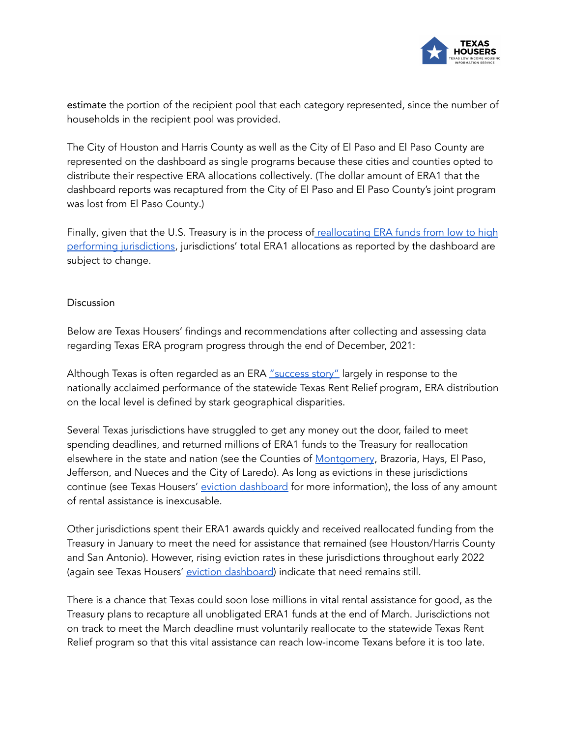estimate the portion of the recipient pool that each category represented, since the number of households in the recipient pool was provided.

The City of Houston and Harris County as well as the City of El Paso and El Paso County are represented on the dashboard as single programs because these cities and counties opted to distribute their respective ERA allocations collectively. (The dollar amount of ERA1 that the dashboard reports was recaptured from the City of El Paso and El Paso County's joint program was lost from El Paso County.)

Finally, given that the U.S. Treasury is in the process of reallocating ERA funds from low to high performing jurisdictions, jurisdictions' total ERA1 allocations as reported by the dashboard are subject to change.

## Discussion

Below are Texas Housers' findings and recommendations after collecting and assessing data regarding Texas ERA program progress through the end of December, 2021:

Although Texas is often regarded as an ERA "success story" largely in response to the nationally acclaimed performance of the statewide Texas Rent Relief program, ERA distribution on the local level is defined by stark geographical disparities.

Several Texas jurisdictions have struggled to get any money out the door, failed to meet spending deadlines, and returned millions of ERA1 funds to the Treasury for reallocation elsewhere in the state and nation (see the Counties of Montgomery, Brazoria, Hays, El Paso, Jefferson, and Nueces and the City of Laredo). As long as evictions in these jurisdictions continue (see Texas Housers' eviction dashboard for more information), the loss of any amount of rental assistance is inexcusable.

Other jurisdictions spent their ERA1 awards quickly and received reallocated funding from the Treasury in January to meet the need for assistance that remained (see Houston/Harris County and San Antonio). However, rising eviction rates in these jurisdictions throughout early 2022 (again see Texas Housers' eviction dashboard) indicate that need remains still.

There is a chance that Texas could soon lose millions in vital rental assistance for good, as the Treasury plans to recapture all unobligated ERA1 funds at the end of March. Jurisdictions not on track to meet the March deadline must voluntarily reallocate to the statewide Texas Rent Relief program so that this vital assistance can reach low-income Texans before it is too late.